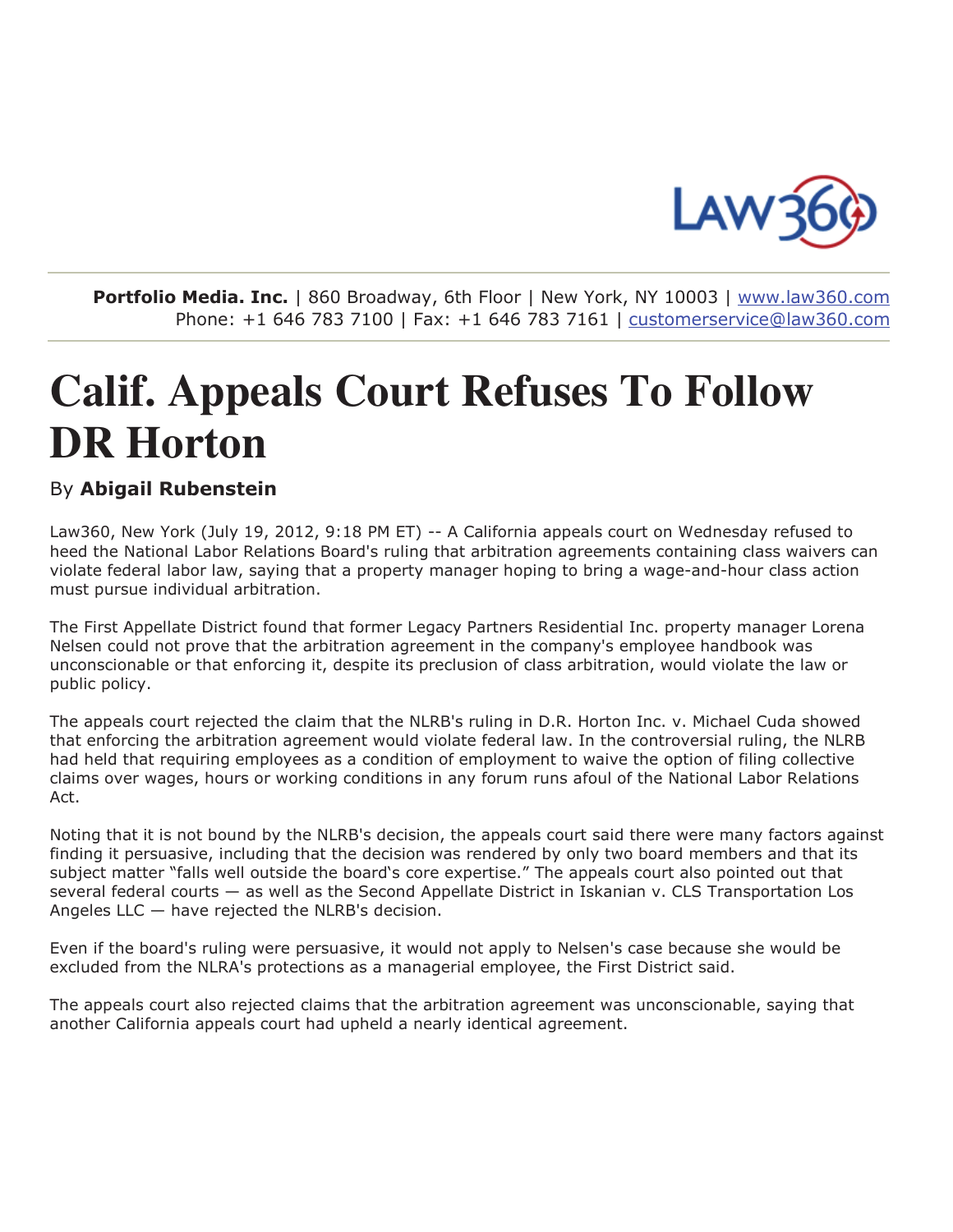Portfolio Media. Inc. | 860 Broadway, 6th Floor | New York, NY 10003 | www.law360.com
Phone: +1 646 783 7100 | Fax: +1 646 783 7161 | customerservice@law360.com

# Calif. Appeals Court Refuses To Follow DR Horton

By **Abigail Rubenstein**

Law360, New York (July 19, 2012, 9:18 PM ET) -- A California appeals court on Wednesday refused to heed the National Labor Relations Board's ruling that arbitration agreements containing class waivers can violate federal labor law, saying that a property manager hoping to bring a wage-and-hour class action must pursue individual arbitration.

The First Appellate District found that former Legacy Partners Residential Inc. property manager Lorena Nelsen could not prove that the arbitration agreement in the company's employee handbook was unconscionable or that enforcing it, despite its preclusion of class arbitration, would violate the law or public policy.

The appeals court rejected the claim that the NLRB's ruling in D.R. Horton Inc. v. Michael Cuda showed that enforcing the arbitration agreement would violate federal law. In the controversial ruling, the NLRB had held that requiring employees as a condition of employment to waive the option of filing collective claims over wages, hours or working conditions in any forum runs afoul of the National Labor Relations Act.

Noting that it is not bound by the NLRB's decision, the appeals court said there were many factors against finding it persuasive, including that the decision was rendered by only two board members and that its subject matter "falls well outside the board's core expertise." The appeals court also pointed out that several federal courts — as well as the Second Appellate District in Iskanian v. CLS Transportation Los Angeles LLC — have rejected the NLRB's decision.

Even if the board's ruling were persuasive, it would not apply to Nelsen's case because she would be excluded from the NLRA's protections as a managerial employee, the First District said.

The appeals court also rejected claims that the arbitration agreement was unconscionable, saying that another California appeals court had upheld a nearly identical agreement.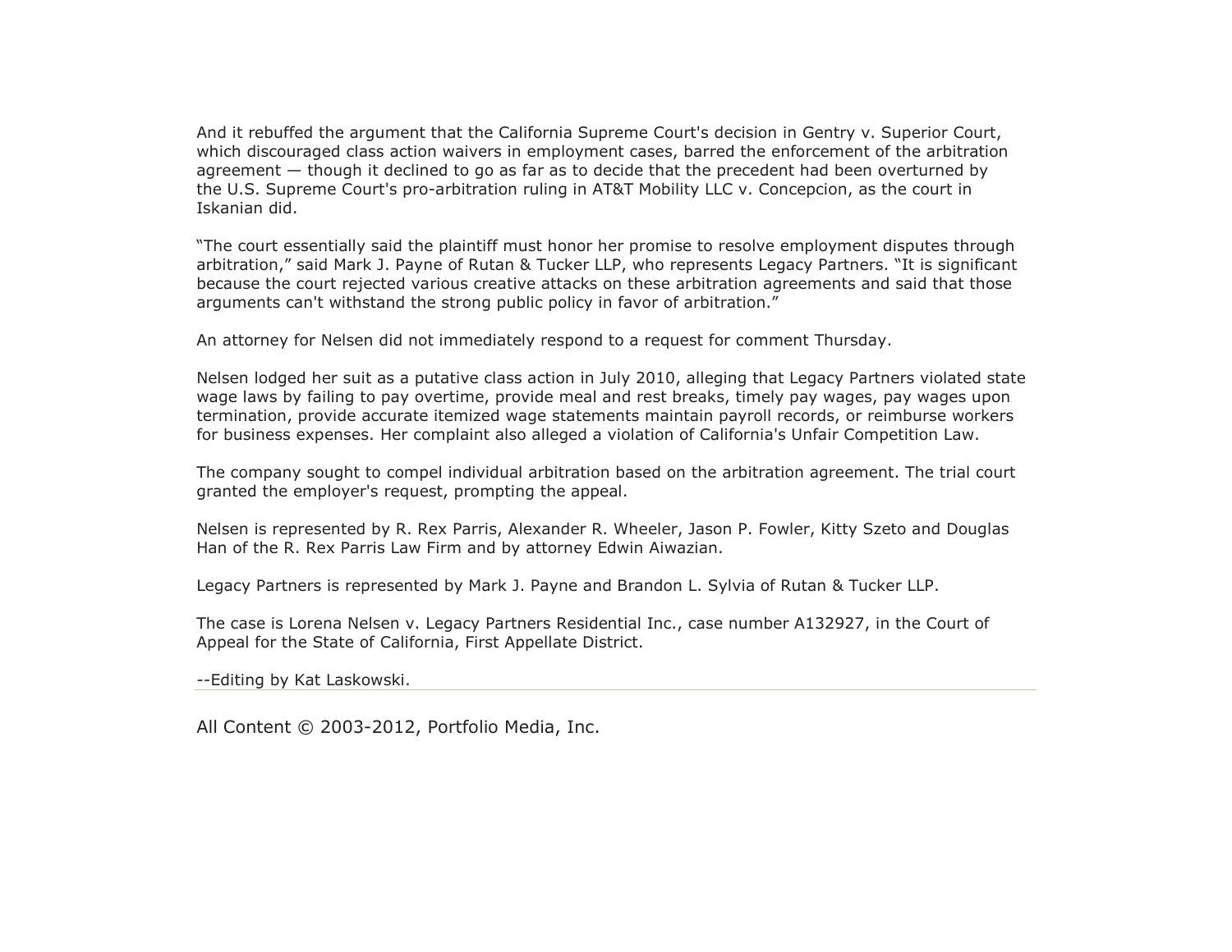And it rebuffed the argument that the California Supreme Court's decision in Gentry v. Superior Court, which discouraged class action waivers in employment cases, barred the enforcement of the arbitration agreement — though it declined to go as far as to decide that the precedent had been overturned by the U.S. Supreme Court's pro-arbitration ruling in AT&T Mobility LLC v. Concepcion, as the court in Iskanian did.

"The court essentially said the plaintiff must honor her promise to resolve employment disputes through arbitration," said Mark J. Payne of Rutan & Tucker LLP, who represents Legacy Partners. "It is significant because the court rejected various creative attacks on these arbitration agreements and said that those arguments can't withstand the strong public policy in favor of arbitration."

An attorney for Nelsen did not immediately respond to a request for comment Thursday.

Nelsen lodged her suit as a putative class action in July 2010, alleging that Legacy Partners violated state wage laws by failing to pay overtime, provide meal and rest breaks, timely pay wages, pay wages upon termination, provide accurate itemized wage statements maintain payroll records, or reimburse workers for business expenses. Her complaint also alleged a violation of California's Unfair Competition Law.

The company sought to compel individual arbitration based on the arbitration agreement. The trial court granted the employer's request, prompting the appeal.

Nelsen is represented by R. Rex Parris, Alexander R. Wheeler, Jason P. Fowler, Kitty Szeto and Douglas Han of the R. Rex Parris Law Firm and by attorney Edwin Aiwazian.

Legacy Partners is represented by Mark J. Payne and Brandon L. Sylvia of Rutan & Tucker LLP.

The case is Lorena Nelsen v. Legacy Partners Residential Inc., case number A132927, in the Court of Appeal for the State of California, First Appellate District.

--Editing by Kat Laskowski.

---

All Content © 2003-2012, Portfolio Media, Inc.